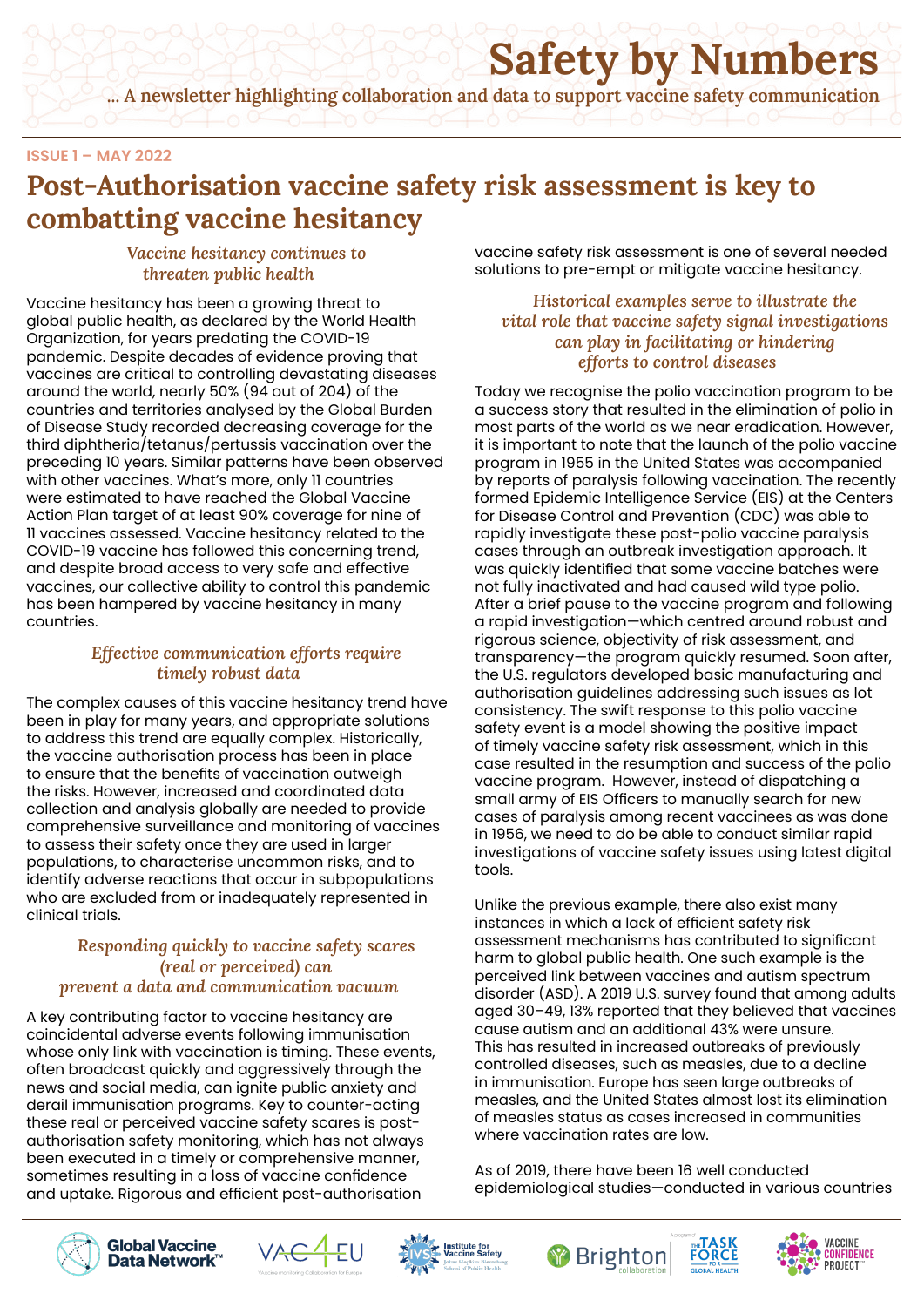# Safety by Numbers

**... A newsletter highlighting collaboration and data to support vaccine safety communication**

ISSUE 1 – MAY 2022

## Post-Authorisation vaccine safety risk assessment is key to combatting vaccine hesitancy

### *Vaccine hesitancy continues to threaten public health*

Vaccine hesitancy has been a growing threat to global public health, as declared by the World Health Organization, for years predating the COVID-19 pandemic. Despite decades of evidence proving that vaccines are critical to controlling devastating diseases around the world, nearly 50% (94 out of 204) of the countries and territories analysed by the Global Burden of Disease Study recorded decreasing coverage for the third diphtheria/tetanus/pertussis vaccination over the preceding 10 years. Similar patterns have been observed with other vaccines. What's more, only 11 countries were estimated to have reached the Global Vaccine Action Plan target of at least 90% coverage for nine of 11 vaccines assessed. Vaccine hesitancy related to the COVID-19 vaccine has followed this concerning trend, and despite broad access to very safe and effective vaccines, our collective ability to control this pandemic has been hampered by vaccine hesitancy in many countries.

### *Effective communication efforts require timely robust data*

The complex causes of this vaccine hesitancy trend have been in play for many years, and appropriate solutions to address this trend are equally complex. Historically, the vaccine authorisation process has been in place to ensure that the benefits of vaccination outweigh the risks. However, increased and coordinated data collection and analysis globally are needed to provide comprehensive surveillance and monitoring of vaccines to assess their safety once they are used in larger populations, to characterise uncommon risks, and to identify adverse reactions that occur in subpopulations who are excluded from or inadequately represented in clinical trials.

### *Responding quickly to vaccine safety scares (real or perceived) can prevent a data and communication vacuum*

A key contributing factor to vaccine hesitancy are coincidental adverse events following immunisation whose only link with vaccination is timing. These events, often broadcast quickly and aggressively through the news and social media, can ignite public anxiety and derail immunisation programs. Key to counter-acting these real or perceived vaccine safety scares is post-authorisation safety monitoring, which has not always been executed in a timely or comprehensive manner, sometimes resulting in a loss of vaccine confidence and uptake. Rigorous and efficient post-authorisation vaccine safety risk assessment is one of several needed solutions to pre-empt or mitigate vaccine hesitancy.

### *Historical examples serve to illustrate the vital role that vaccine safety signal investigations can play in facilitating or hindering efforts to control diseases*

Today we recognise the polio vaccination program to be a success story that resulted in the elimination of polio in most parts of the world as we near eradication. However, it is important to note that the launch of the polio vaccine program in 1955 in the United States was accompanied by reports of paralysis following vaccination. The recently formed Epidemic Intelligence Service (EIS) at the Centers for Disease Control and Prevention (CDC) was able to rapidly investigate these post-polio vaccine paralysis cases through an outbreak investigation approach. It was quickly identified that some vaccine batches were not fully inactivated and had caused wild type polio. After a brief pause to the vaccine program and following a rapid investigation—which centred around robust and rigorous science, objectivity of risk assessment, and transparency—the program quickly resumed. Soon after, the U.S. regulators developed basic manufacturing and authorisation guidelines addressing such issues as lot consistency. The swift response to this polio vaccine safety event is a model showing the positive impact of timely vaccine safety risk assessment, which in this case resulted in the resumption and success of the polio vaccine program. However, instead of dispatching a small army of EIS Officers to manually search for new cases of paralysis among recent vaccinees as was done in 1956, we need to do be able to conduct similar rapid investigations of vaccine safety issues using latest digital tools.

Unlike the previous example, there also exist many instances in which a lack of efficient safety risk assessment mechanisms has contributed to significant harm to global public health. One such example is the perceived link between vaccines and autism spectrum disorder (ASD). A 2019 U.S. survey found that among adults aged 30–49, 13% reported that they believed that vaccines cause autism and an additional 43% were unsure. This has resulted in increased outbreaks of previously controlled diseases, such as measles, due to a decline in immunisation. Europe has seen large outbreaks of measles, and the United States almost lost its elimination of measles status as cases increased in communities where vaccination rates are low.

As of 2019, there have been 16 well conducted epidemiological studies—conducted in various countries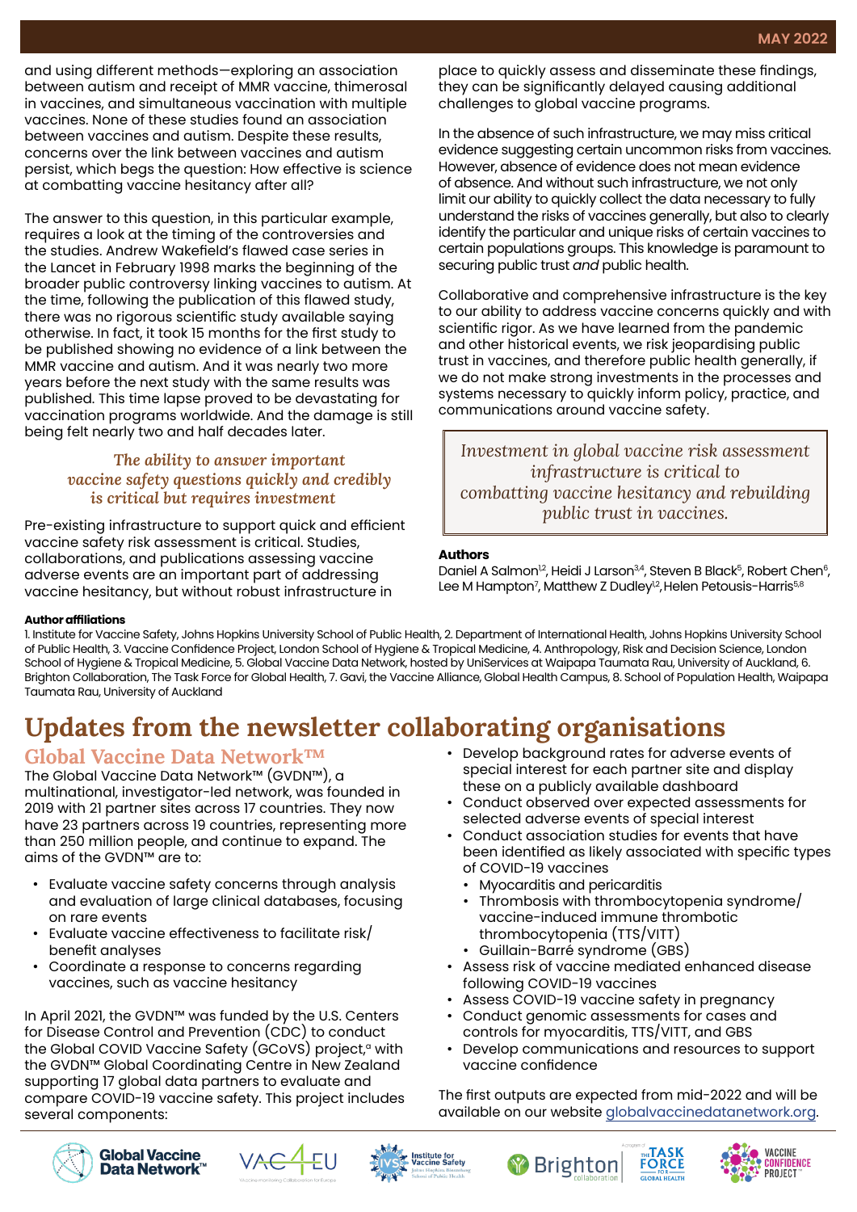and using different methods—exploring an association between autism and receipt of MMR vaccine, thimerosal in vaccines, and simultaneous vaccination with multiple vaccines. None of these studies found an association between vaccines and autism. Despite these results, concerns over the link between vaccines and autism persist, which begs the question: How effective is science at combatting vaccine hesitancy after all?

The answer to this question, in this particular example, requires a look at the timing of the controversies and the studies. Andrew Wakefield's flawed case series in the Lancet in February 1998 marks the beginning of the broader public controversy linking vaccines to autism. At the time, following the publication of this flawed study, there was no rigorous scientific study available saying otherwise. In fact, it took 15 months for the first study to be published showing no evidence of a link between the MMR vaccine and autism. And it was nearly two more years before the next study with the same results was published. This time lapse proved to be devastating for vaccination programs worldwide. And the damage is still being felt nearly two and half decades later.

### *The ability to answer important vaccine safety questions quickly and credibly is critical but requires investment*

Pre-existing infrastructure to support quick and efficient vaccine safety risk assessment is critical. Studies, collaborations, and publications assessing vaccine adverse events are an important part of addressing vaccine hesitancy, but without robust infrastructure in place to quickly assess and disseminate these findings, they can be significantly delayed causing additional challenges to global vaccine programs.

In the absence of such infrastructure, we may miss critical evidence suggesting certain uncommon risks from vaccines. However, absence of evidence does not mean evidence of absence. And without such infrastructure, we not only limit our ability to quickly collect the data necessary to fully understand the risks of vaccines generally, but also to clearly identify the particular and unique risks of certain vaccines to certain populations groups. This knowledge is paramount to securing public trust *and* public health.

Collaborative and comprehensive infrastructure is the key to our ability to address vaccine concerns quickly and with scientific rigor. As we have learned from the pandemic and other historical events, we risk jeopardising public trust in vaccines, and therefore public health generally, if we do not make strong investments in the processes and systems necessary to quickly inform policy, practice, and communications around vaccine safety.

> *Investment in global vaccine risk assessment infrastructure is critical to combatting vaccine hesitancy and rebuilding public trust in vaccines.*

**Authors**

Daniel A Salmon[1,2], Heidi J Larson[3,4], Steven B Black[5], Robert Chen[6], Lee M Hampton[7], Matthew Z Dudley[1,2], Helen Petousis-Harris[5,8]

**Author affiliations**

1. Institute for Vaccine Safety, Johns Hopkins University School of Public Health, 2. Department of International Health, Johns Hopkins University School of Public Health, 3. Vaccine Confidence Project, London School of Hygiene & Tropical Medicine, 4. Anthropology, Risk and Decision Science, London School of Hygiene & Tropical Medicine, 5. Global Vaccine Data Network, hosted by UniServices at Waipapa Taumata Rau, University of Auckland, 6. Brighton Collaboration, The Task Force for Global Health, 7. Gavi, the Vaccine Alliance, Global Health Campus, 8. School of Population Health, Waipapa Taumata Rau, University of Auckland

# Updates from the newsletter collaborating organisations

## Global Vaccine Data Network™

The Global Vaccine Data Network™ (GVDN™), a multinational, investigator-led network, was founded in 2019 with 21 partner sites across 17 countries. They now have 23 partners across 19 countries, representing more than 250 million people, and continue to expand. The aims of the GVDN™ are to:

- Evaluate vaccine safety concerns through analysis and evaluation of large clinical databases, focusing on rare events
- Evaluate vaccine effectiveness to facilitate risk/benefit analyses
- Coordinate a response to concerns regarding vaccines, such as vaccine hesitancy

In April 2021, the GVDN™ was funded by the U.S. Centers for Disease Control and Prevention (CDC) to conduct the Global COVID Vaccine Safety (GCoVS) project,[a] with the GVDN™ Global Coordinating Centre in New Zealand supporting 17 global data partners to evaluate and compare COVID-19 vaccine safety. This project includes several components:

- Develop background rates for adverse events of special interest for each partner site and display these on a publicly available dashboard
- Conduct observed over expected assessments for selected adverse events of special interest
- Conduct association studies for events that have been identified as likely associated with specific types of COVID-19 vaccines
  - Myocarditis and pericarditis
  - Thrombosis with thrombocytopenia syndrome/vaccine-induced immune thrombotic thrombocytopenia (TTS/VITT)
  - Guillain-Barré syndrome (GBS)
- Assess risk of vaccine mediated enhanced disease following COVID-19 vaccines
- Assess COVID-19 vaccine safety in pregnancy
- Conduct genomic assessments for cases and controls for myocarditis, TTS/VITT, and GBS
- Develop communications and resources to support vaccine confidence

The first outputs are expected from mid-2022 and will be available on our website globalvaccinedatanetwork.org.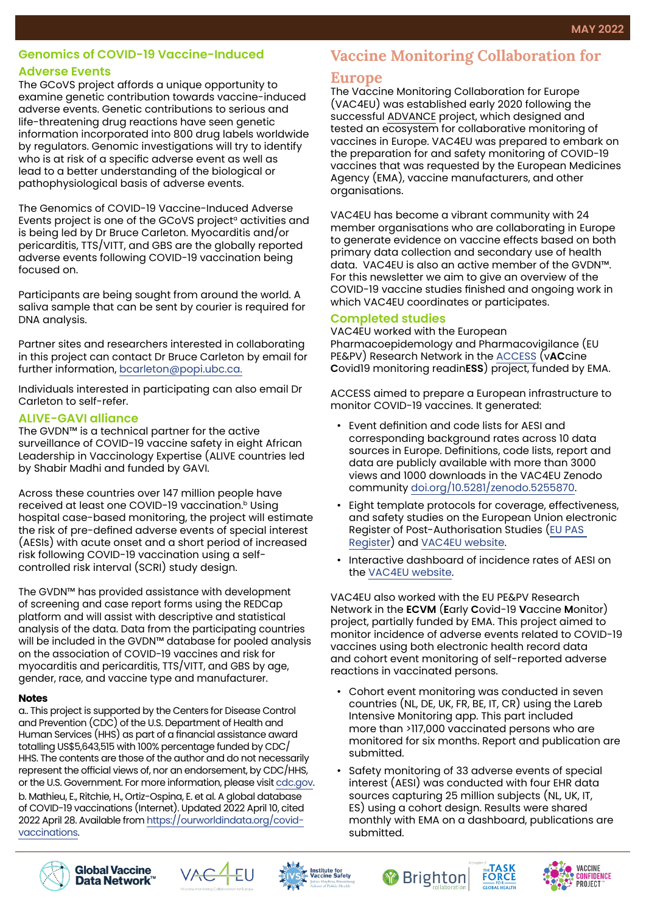## Genomics of COVID-19 Vaccine-Induced Adverse Events

The GCoVS project affords a unique opportunity to examine genetic contribution towards vaccine-induced adverse events. Genetic contributions to serious and life-threatening drug reactions have seen genetic information incorporated into 800 drug labels worldwide by regulators. Genomic investigations will try to identify who is at risk of a specific adverse event as well as lead to a better understanding of the biological or pathophysiological basis of adverse events.

The Genomics of COVID-19 Vaccine-Induced Adverse Events project is one of the GCoVS project[a] activities and is being led by Dr Bruce Carleton. Myocarditis and/or pericarditis, TTS/VITT, and GBS are the globally reported adverse events following COVID-19 vaccination being focused on.

Participants are being sought from around the world. A saliva sample that can be sent by courier is required for DNA analysis.

Partner sites and researchers interested in collaborating in this project can contact Dr Bruce Carleton by email for further information, bcarleton@popi.ubc.ca.

Individuals interested in participating can also email Dr Carleton to self-refer.

## ALIVE-GAVI alliance

The GVDN™ is a technical partner for the active surveillance of COVID-19 vaccine safety in eight African Leadership in Vaccinology Expertise (ALIVE countries led by Shabir Madhi and funded by GAVI.

Across these countries over 147 million people have received at least one COVID-19 vaccination.[b] Using hospital case-based monitoring, the project will estimate the risk of pre-defined adverse events of special interest (AESIs) with acute onset and a short period of increased risk following COVID-19 vaccination using a self-controlled risk interval (SCRI) study design.

The GVDN™ has provided assistance with development of screening and case report forms using the REDCap platform and will assist with descriptive and statistical analysis of the data. Data from the participating countries will be included in the GVDN™ database for pooled analysis on the association of COVID-19 vaccines and risk for myocarditis and pericarditis, TTS/VITT, and GBS by age, gender, race, and vaccine type and manufacturer.

**Notes**

a. This project is supported by the Centers for Disease Control and Prevention (CDC) of the U.S. Department of Health and Human Services (HHS) as part of a financial assistance award totalling US$5,643,515 with 100% percentage funded by CDC/HHS. The contents are those of the author and do not necessarily represent the official views of, nor an endorsement, by CDC/HHS, or the U.S. Government. For more information, please visit cdc.gov.

b. Mathieu, E., Ritchie, H., Ortiz-Ospina, E. et al. A global database of COVID-19 vaccinations (Internet). Updated 2022 April 10, cited 2022 April 28. Available from https://ourworldindata.org/covid-vaccinations.

## Vaccine Monitoring Collaboration for Europe

The Vaccine Monitoring Collaboration for Europe (VAC4EU) was established early 2020 following the successful ADVANCE project, which designed and tested an ecosystem for collaborative monitoring of vaccines in Europe. VAC4EU was prepared to embark on the preparation for and safety monitoring of COVID-19 vaccines that was requested by the European Medicines Agency (EMA), vaccine manufacturers, and other organisations.

VAC4EU has become a vibrant community with 24 member organisations who are collaborating in Europe to generate evidence on vaccine effects based on both primary data collection and secondary use of health data. VAC4EU is also an active member of the GVDN™. For this newsletter we aim to give an overview of the COVID-19 vaccine studies finished and ongoing work in which VAC4EU coordinates or participates.

### Completed studies

VAC4EU worked with the European Pharmacoepidemiology and Pharmacovigilance (EU PE&PV) Research Network in the ACCESS (v**AC**cine **C**ovid19 monitoring readin**ESS**) project, funded by EMA.

ACCESS aimed to prepare a European infrastructure to monitor COVID-19 vaccines. It generated:

- Event definition and code lists for AESI and corresponding background rates across 10 data sources in Europe. Definitions, code lists, report and data are publicly available with more than 3000 views and 1000 downloads in the VAC4EU Zenodo community doi.org/10.5281/zenodo.5255870.
- Eight template protocols for coverage, effectiveness, and safety studies on the European Union electronic Register of Post-Authorisation Studies (EU PAS Register) and VAC4EU website.
- Interactive dashboard of incidence rates of AESI on the VAC4EU website.

VAC4EU also worked with the EU PE&PV Research Network in the **ECVM** (**E**arly **C**ovid-19 **V**accine **M**onitor) project, partially funded by EMA. This project aimed to monitor incidence of adverse events related to COVID-19 vaccines using both electronic health record data and cohort event monitoring of self-reported adverse reactions in vaccinated persons.

- Cohort event monitoring was conducted in seven countries (NL, DE, UK, FR, BE, IT, CR) using the Lareb Intensive Monitoring app. This part included more than >117,000 vaccinated persons who are monitored for six months. Report and publication are submitted.
- Safety monitoring of 33 adverse events of special interest (AESI) was conducted with four EHR data sources capturing 25 million subjects (NL, UK, IT, ES) using a cohort design. Results were shared monthly with EMA on a dashboard, publications are submitted.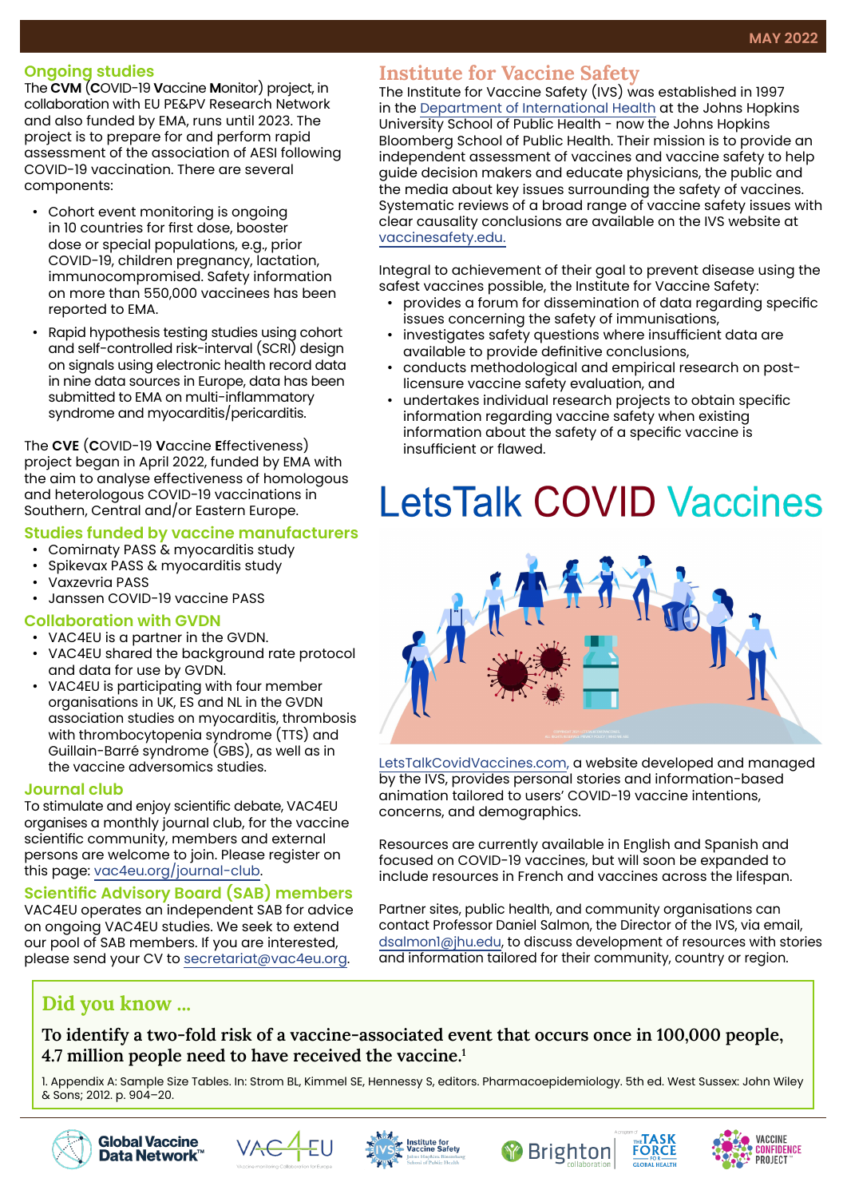## Ongoing studies

The **CVM** (**C**OVID-19 **V**accine **M**onitor) project, in collaboration with EU PE&PV Research Network and also funded by EMA, runs until 2023. The project is to prepare for and perform rapid assessment of the association of AESI following COVID-19 vaccination. There are several components:

- Cohort event monitoring is ongoing in 10 countries for first dose, booster dose or special populations, e.g., prior COVID-19, children pregnancy, lactation, immunocompromised. Safety information on more than 550,000 vaccinees has been reported to EMA.
- Rapid hypothesis testing studies using cohort and self-controlled risk-interval (SCRI) design on signals using electronic health record data in nine data sources in Europe, data has been submitted to EMA on multi-inflammatory syndrome and myocarditis/pericarditis.

The **CVE** (**C**OVID-19 **V**accine **E**ffectiveness) project began in April 2022, funded by EMA with the aim to analyse effectiveness of homologous and heterologous COVID-19 vaccinations in Southern, Central and/or Eastern Europe.

## Studies funded by vaccine manufacturers

- Comirnaty PASS & myocarditis study
- Spikevax PASS & myocarditis study
- Vaxzevria PASS
- Janssen COVID-19 vaccine PASS

## Collaboration with GVDN

- VAC4EU is a partner in the GVDN.
- VAC4EU shared the background rate protocol and data for use by GVDN.
- VAC4EU is participating with four member organisations in UK, ES and NL in the GVDN association studies on myocarditis, thrombosis with thrombocytopenia syndrome (TTS) and Guillain-Barré syndrome (GBS), as well as in the vaccine adversomics studies.

## Journal club

To stimulate and enjoy scientific debate, VAC4EU organises a monthly journal club, for the vaccine scientific community, members and external persons are welcome to join. Please register on this page: vac4eu.org/journal-club.

## Scientific Advisory Board (SAB) members

VAC4EU operates an independent SAB for advice on ongoing VAC4EU studies. We seek to extend our pool of SAB members. If you are interested, please send your CV to secretariat@vac4eu.org.

## Institute for Vaccine Safety

The Institute for Vaccine Safety (IVS) was established in 1997 in the Department of International Health at the Johns Hopkins University School of Public Health - now the Johns Hopkins Bloomberg School of Public Health. Their mission is to provide an independent assessment of vaccines and vaccine safety to help guide decision makers and educate physicians, the public and the media about key issues surrounding the safety of vaccines. Systematic reviews of a broad range of vaccine safety issues with clear causality conclusions are available on the IVS website at vaccinesafety.edu.

Integral to achievement of their goal to prevent disease using the safest vaccines possible, the Institute for Vaccine Safety:

- provides a forum for dissemination of data regarding specific issues concerning the safety of immunisations,
- investigates safety questions where insufficient data are available to provide definitive conclusions,
- conducts methodological and empirical research on post-licensure vaccine safety evaluation, and
- undertakes individual research projects to obtain specific information regarding vaccine safety when existing information about the safety of a specific vaccine is insufficient or flawed.

## LetsTalk COVID Vaccines

LetsTalkCovidVaccines.com, a website developed and managed by the IVS, provides personal stories and information-based animation tailored to users' COVID-19 vaccine intentions, concerns, and demographics.

Resources are currently available in English and Spanish and focused on COVID-19 vaccines, but will soon be expanded to include resources in French and vaccines across the lifespan.

Partner sites, public health, and community organisations can contact Professor Daniel Salmon, the Director of the IVS, via email, dsalmon1@jhu.edu, to discuss development of resources with stories and information tailored for their community, country or region.

## Did you know ...

**To identify a two-fold risk of a vaccine-associated event that occurs once in 100,000 people, 4.7 million people need to have received the vaccine.[1]**

1. Appendix A: Sample Size Tables. In: Strom BL, Kimmel SE, Hennessy S, editors. Pharmacoepidemiology. 5th ed. West Sussex: John Wiley & Sons; 2012. p. 904–20.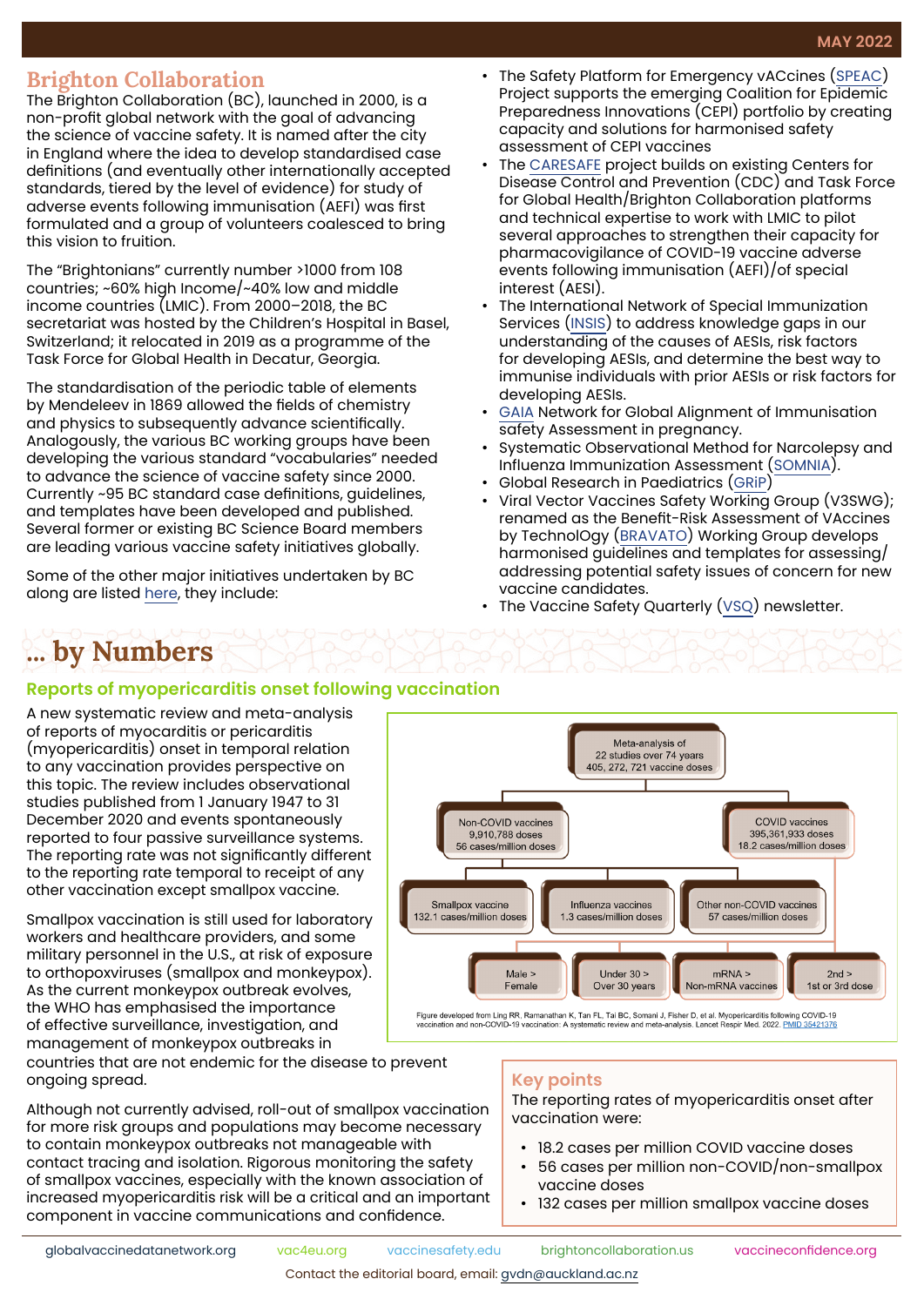## Brighton Collaboration

The Brighton Collaboration (BC), launched in 2000, is a non-profit global network with the goal of advancing the science of vaccine safety. It is named after the city in England where the idea to develop standardised case definitions (and eventually other internationally accepted standards, tiered by the level of evidence) for study of adverse events following immunisation (AEFI) was first formulated and a group of volunteers coalesced to bring this vision to fruition.

The "Brightonians" currently number >1000 from 108 countries; ~60% high income/~40% low and middle income countries (LMIC). From 2000–2018, the BC secretariat was hosted by the Children's Hospital in Basel, Switzerland; it relocated in 2019 as a programme of the Task Force for Global Health in Decatur, Georgia.

The standardisation of the periodic table of elements by Mendeleev in 1869 allowed the fields of chemistry and physics to subsequently advance scientifically. Analogously, the various BC working groups have been developing the various standard "vocabularies" needed to advance the science of vaccine safety since 2000. Currently ~95 BC standard case definitions, guidelines, and templates have been developed and published. Several former or existing BC Science Board members are leading various vaccine safety initiatives globally.

Some of the other major initiatives undertaken by BC along are listed here, they include:

- The Safety Platform for Emergency vACcines (SPEAC) Project supports the emerging Coalition for Epidemic Preparedness Innovations (CEPI) portfolio by creating capacity and solutions for harmonised safety assessment of CEPI vaccines
- The CARESAFE project builds on existing Centers for Disease Control and Prevention (CDC) and Task Force for Global Health/Brighton Collaboration platforms and technical expertise to work with LMIC to pilot several approaches to strengthen their capacity for pharmacovigilance of COVID-19 vaccine adverse events following immunisation (AEFI)/of special interest (AESI).
- The International Network of Special Immunization Services (INSIS) to address knowledge gaps in our understanding of the causes of AESIs, risk factors for developing AESIs, and determine the best way to immunise individuals with prior AESIs or risk factors for developing AESIs.
- GAIA Network for Global Alignment of Immunisation safety Assessment in pregnancy.
- Systematic Observational Method for Narcolepsy and Influenza Immunization Assessment (SOMNIA).
- Global Research in Paediatrics (GRiP)
- Viral Vector Vaccines Safety Working Group (V3SWG); renamed as the Benefit-Risk Assessment of VAccines by TechnolOgy (BRAVATO) Working Group develops harmonised guidelines and templates for assessing/addressing potential safety issues of concern for new vaccine candidates.
- The Vaccine Safety Quarterly (VSQ) newsletter.

## ... by Numbers

### Reports of myopericarditis onset following vaccination

A new systematic review and meta-analysis of reports of myocarditis or pericarditis (myopericarditis) onset in temporal relation to any vaccination provides perspective on this topic. The review includes observational studies published from 1 January 1947 to 31 December 2020 and events spontaneously reported to four passive surveillance systems. The reporting rate was not significantly different to the reporting rate temporal to receipt of any other vaccination except smallpox vaccine.

Smallpox vaccination is still used for laboratory workers and healthcare providers, and some military personnel in the U.S., at risk of exposure to orthopoxviruses (smallpox and monkeypox). As the current monkeypox outbreak evolves, the WHO has emphasised the importance of effective surveillance, investigation, and management of monkeypox outbreaks in countries that are not endemic for the disease to prevent ongoing spread.

Although not currently advised, roll-out of smallpox vaccination for more risk groups and populations may become necessary to contain monkeypox outbreaks not manageable with contact tracing and isolation. Rigorous monitoring the safety of smallpox vaccines, especially with the known association of increased myopericarditis risk will be a critical and an important component in vaccine communications and confidence.

Meta-analysis of 22 studies over 74 years 405, 272, 721 vaccine doses

Non-COVID vaccines 9,910,788 doses 56 cases/million doses

COVID vaccines 395,361,933 doses 18.2 cases/million doses

Smallpox vaccine 132.1 cases/million doses

Influenza vaccines 1.3 cases/million doses

Other non-COVID vaccines 57 cases/million doses

Male > Female

Under 30 > Over 30 years

mRNA > Non-mRNA vaccines

2nd > 1st or 3rd dose

Figure developed from Ling RR, Ramanathan K, Tan FL, Tai BC, Somani J, Fisher D, et al. Myopericarditis following COVID-19 vaccination and non-COVID-19 vaccination: A systematic review and meta-analysis. Lancet Respir Med. 2022. PMID 35421376

### Key points

The reporting rates of myopericarditis onset after vaccination were:

- 18.2 cases per million COVID vaccine doses
- 56 cases per million non-COVID/non-smallpox vaccine doses
- 132 cases per million smallpox vaccine doses

globalvaccinedatanetwork.org vac4eu.org vaccinesafety.edu brightoncollaboration.us vaccineconfidence.org

Contact the editorial board, email: gvdn@auckland.ac.nz